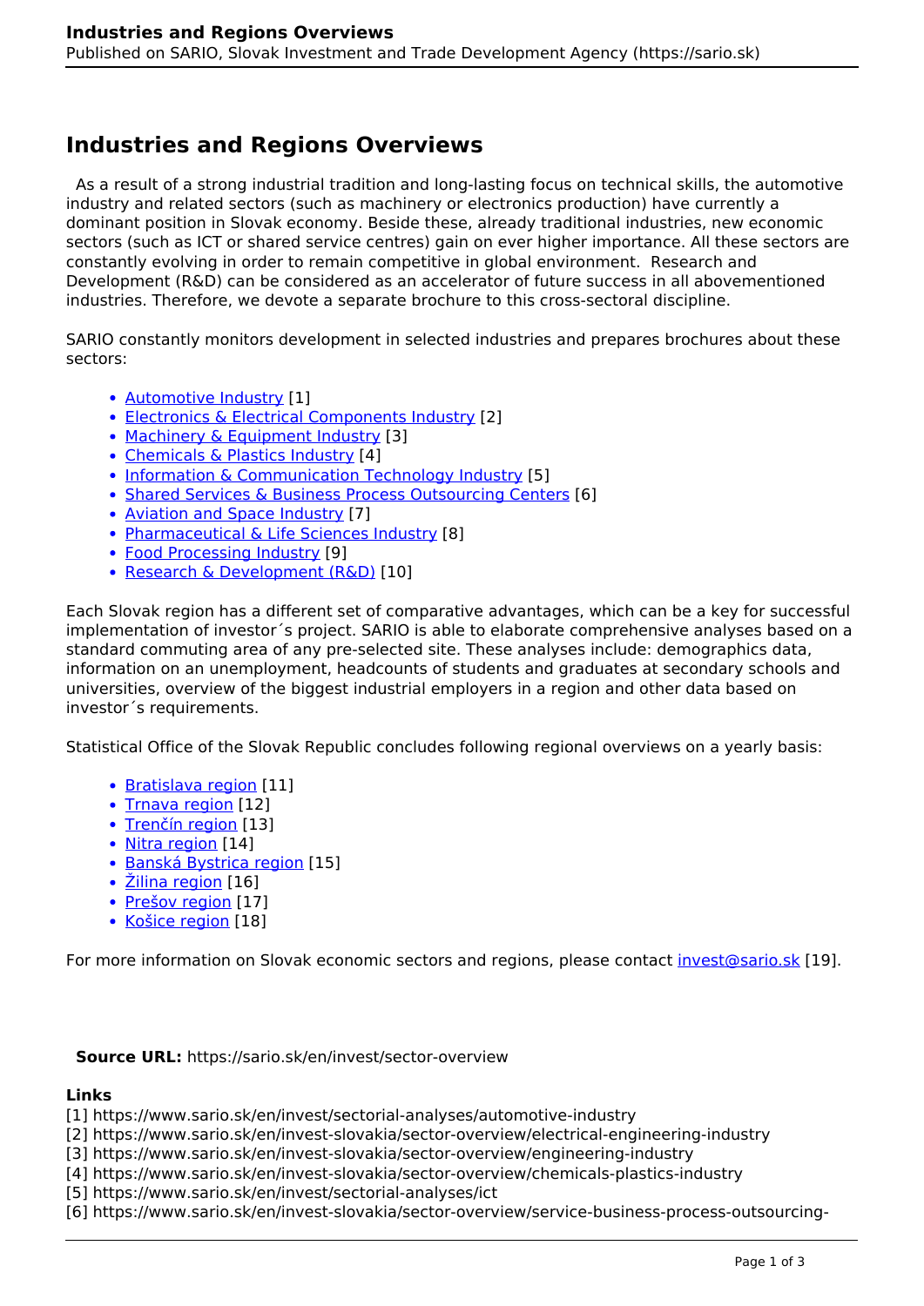# Industries and Regions Overviews

As a result of a strong industrial tradition and long-lasting focus on technical skills, the automotive industry and related sectors (such as machinery or electronics production) have currently a dominant position in Slovak economy. Beside these, already traditional industries, new economic sectors (such as ICT or shared service centres) gain on ever higher importance. All these sectors are constantly evolving in order to remain competitive in global environment. Research and Development (R&D) can be considered as an accelerator of future success in all abovementioned industries. Therefore, we devote a separate brochure to this cross-sectoral discipline.

SARIO constantly monitors development in selected industries and prepares brochures about these sectors:

- Automotive Industry [1]
- Electronics & Electrical Components Industry [2]
- Machinery & Equipment Industry [3]
- Chemicals & Plastics Industry [4]
- Information & Communication Technology Industry [5]
- Shared Services & Business Process Outsourcing Centers [6]
- Aviation and Space Industry [7]
- Pharmaceutical & Life Sciences Industry [8]
- Food Processing Industry [9]
- Research & Development (R&D) [10]

Each Slovak region has a different set of comparative advantages, which can be a key for successful implementation of investor´s project. SARIO is able to elaborate comprehensive analyses based on a standard commuting area of any pre-selected site. These analyses include: demographics data, information on an unemployment, headcounts of students and graduates at secondary schools and universities, overview of the biggest industrial employers in a region and other data based on investor´s requirements.

Statistical Office of the Slovak Republic concludes following regional overviews on a yearly basis:

- Bratislava region [11]
- Trnava region [12]
- Trenčín region [13]
- Nitra region [14]
- Banská Bystrica region [15]
- Žilina region [16]
- Prešov region [17]
- Košice region [18]

For more information on Slovak economic sectors and regions, please contact invest@sario.sk [19].

**Source URL:** https://sario.sk/en/invest/sector-overview

**Links**
[1] https://www.sario.sk/en/invest/sectorial-analyses/automotive-industry
[2] https://www.sario.sk/en/invest-slovakia/sector-overview/electrical-engineering-industry
[3] https://www.sario.sk/en/invest-slovakia/sector-overview/engineering-industry
[4] https://www.sario.sk/en/invest-slovakia/sector-overview/chemicals-plastics-industry
[5] https://www.sario.sk/en/invest/sectorial-analyses/ict
[6] https://www.sario.sk/en/invest-slovakia/sector-overview/service-business-process-outsourcing-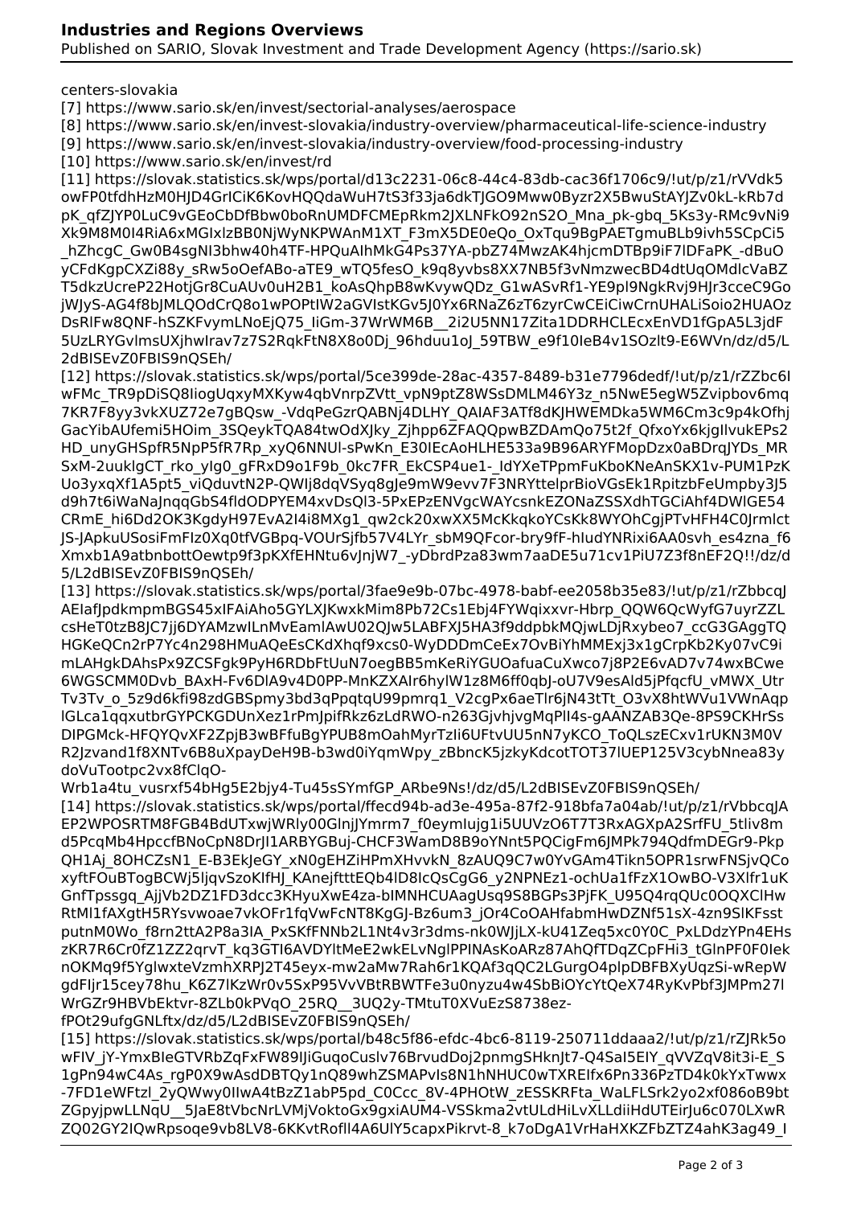centers-slovakia
[7] https://www.sario.sk/en/invest/sectorial-analyses/aerospace
[8] https://www.sario.sk/en/invest-slovakia/industry-overview/pharmaceutical-life-science-industry
[9] https://www.sario.sk/en/invest-slovakia/industry-overview/food-processing-industry
[10] https://www.sario.sk/en/invest/rd
[11] https://slovak.statistics.sk/wps/portal/d13c2231-06c8-44c4-83db-cac36f1706c9/!ut/p/z1/rVVdk5owFP0tfdhHzM0HJD4GrlCiK6KovHQQdaWuH7tS3f33ja6dkTJGO9Mww0Byzr2X5BwuStAYJZv0kL-kRb7dpK_qfZJYP0LuC9vGEoCbDfBbw0boRnUMDFCMEpRkm2JXLNFkO92nS2O_Mna_pk-gbq_5Ks3y-RMc9vNi9Xk9M8M0I4RiA6xMGIxlzBB0NjWyNKPWAnM1XT_F3mX5DE0eQo_OxTqu9BgPAETgmuBLb9ivh5SCpCi5_hZhcgC_Gw0B4sgNI3bhw40h4TF-HPQuAlhMkG4Ps37YA-pbZ74MwzAK4hjcmDTBp9iF7lDFaPK_-dBuOyCFdKgpCXZi88y_sRw5oOefABo-aTE9_wTQ5fesO_k9q8yvbs8XX7NB5f3vNmzwecBD4dtUqOMdlcVaBZT5dkzUcreP22HotjGr8CuAUv0uH2B1_koAsQhpB8wKvywQDz_G1wASvRf1-YE9pl9NgkRvj9HJr3cceC9GojWJyS-AG4f8bJMLQOdCrQ8o1wPOPtIW2aGVIstKGv5J0Yx6RNaZ6zT6zyrCwCEiCiwCrnUHALiSoio2HUAOzDsRlFw8QNF-hSZKFvymLNoEjQ75_IiGm-37WrWM6B__2i2U5NN17Zita1DDRHCLEcxEnVD1fGpA5L3jdF5UzLRYGvlmsUXjhwIrav7z7S2RqkFtN8X8o0Dj_96hduu1oJ_59TBW_e9f10IeB4v1SOzlt9-E6WVn/dz/d5/L2dBISEvZ0FBIS9nQSEh/
[12] https://slovak.statistics.sk/wps/portal/5ce399de-28ac-4357-8489-b31e7796dedf/!ut/p/z1/rZZbc6IwFMc_TR9pDiSQ8IiogUqxyMXKyw4qbVnrpZVtt_vpN9ptZ8WSsDMLM46Y3z_n5NwE5egW5Zvipbov6mq7KR7F8yy3vkXUZ72e7gBQsw_-VdqPeGzrQABNj4DLHY_QAIAF3ATf8dKJHWEMDka5WM6Cm3c9p4kOfhjGacYibAUfemi5HOim_3SQeykTQA84twOdXJky_Zjhpp6ZFAQQpwBZDAmQo75t2f_QfxoYx6kjgIlvukEPs2HD_unyGHSpfR5NpP5fR7Rp_xyQ6NNUl-sPwKn_E30IEcAoHLHE533a9B96ARYFMopDzx0aBDrqJYDs_MRSxM-2uukIgCT_rko_yIg0_gFRxD9o1F9b_0kc7FR_EkCSP4ue1-_IdYXeTPpmFuKboKNeAnSKX1v-PUM1PzKUo3yxqXf1A5pt5_viQduvtN2P-QWIj8dqVSyq8gJe9mW9evv7F3NRYttelprBioVGsEk1RpitzbFeUmpby3J5d9h7t6iWaNaJnqqGbS4fldODPYEM4xvDsQl3-5PxEPzENVgcWAYcsnkEZONaZSSXdhTGCiAhf4DWlGE54CRmE_hi6Dd2OK3KgdyH97EvA2I4i8MXg1_qw2ck20xwXX5McKkqkoYCsKk8WYOhCgjPTvHFH4C0JrmlctJS-JApkuUSosiFmFIz0Xq0tfVGBpq-VOUrSjfb57V4LYr_sbM9QFcor-bry9fF-hIudYNRixi6AA0svh_es4zna_f6Xmxb1A9atbnbottOewtp9f3pKXfEHNtu6vJnjW7_-yDbrdPza83wm7aaDE5u71cv1PiU7Z3f8nEF2Q!!/dz/d5/L2dBISEvZ0FBIS9nQSEh/
[13] https://slovak.statistics.sk/wps/portal/3fae9e9b-07bc-4978-babf-ee2058b35e83/!ut/p/z1/rZbbcqJAEIafJpdkmpmBGS45xIFAiAho5GYLXJKwxkMim8Pb72Cs1Ebj4FYWqixxvr-Hbrp_QQW6QcWyfG7uyrZZLcsHeT0tzB8JC7jj6DYAMzwILnMvEamlAwU02QJw5LABFXJ5HA3f9ddpbkMQjwLDjRxybeo7_ccG3GAggTQHGKeQCn2rP7Yc4n298HMuAQeEsCKdXhqf9xcs0-WyDDDmCeEx7OvBiYhMMExj3x1gCrpKb2Ky07vC9imLAHgkDAhsPx9ZCSFgk9PyH6RDbFtUuN7oegBB5mKeRiYGUOafuaCuXwco7j8P2E6vAD7v74wxBCwe6WGSCMM0Dvb_BAxH-Fv6DlA9v4D0PP-MnKZXAIr6hylW1z8M6ff0qbJ-oU7V9esAld5jPfqcfU_vMWX_UtrTv3Tv_o_5z9d6kfi98zdGBSpmy3bd3qPpqtqU99pmrq1_V2cgPx6aeTlr6jN43tTt_O3vX8htWVu1VWnAqplGLca1qqxutbrGYPCKGDUnXez1rPmJpifRkz6zLdRWO-n263GjvhjvgMqPlI4s-gAANZAB3Qe-8PS9CKHrSsDlPGMck-HFQYQvXF2ZpjB3wBFfuBgYPUB8mOahMyrTzIi6UFtvUU5nN7yKCO_ToQLszECxv1rUKN3M0VR2Jzvand1f8XNTv6B8uXpayDeH9B-b3wd0iYqmWpy_zBbncK5jzkyKdcotTOT37lUEP125V3cybNnea83ydoVuTootpc2vx8fClqO-Wrb1a4tu_vusrxf54bHg5E2bjy4-Tu45sSYmfGP_ARbe9Ns!/dz/d5/L2dBISEvZ0FBIS9nQSEh/
[14] https://slovak.statistics.sk/wps/portal/ffecd94b-ad3e-495a-87f2-918bfa7a04ab/!ut/p/z1/rVbbcqJAEP2WPOSRTM8FGB4BdUTxwjWRly00GlnjJYmrm7_f0eymIujg1i5UUVzO6T7T3RxAGXpA2SrfFU_5tliv8md5PcqMb4HpccfBNoCpN8DrJl1ARBYGBuj-CHCF3WamD8B9oYNnt5PQCigFm6JMPk794QdfmDEGr9-PkpQH1Aj_8OHCZsN1_E-B3EkJeGY_xN0gEHZiHPmXHvvkN_8zAUQ9C7w0YvGAm4Tikn5OPR1srwFNSjvQCoxyftFOuBTogBCWj5IjqvSzoKIfHJ_KAnejftttEQb4lD8IcQsCgG6_y2NPNEz1-ochUa1fFzX1OwBO-V3Xlfr1uKGnfTpssgq_AjjVb2DZ1FD3dcc3KHyuXwE4za-bIMNHCUAagUsq9S8BGPs3PjFK_U95Q4rqQUc0OQXClHwRtMl1fAXgtH5RYsvwoae7vkOFr1fqVwFcNT8KgGJ-Bz6um3_jOr4CoOAHfabmHwDZNf51sX-4zn9SlKFsstputnM0Wo_f8rn2ttA2P8a3IA_PxSKfFNNb2L1Nt4v3r3dms-nk0WJjLX-kU41Zeq5xc0Y0C_PxLDdzYPn4EHszKR7R6Cr0fZ1ZZ2qrvT_kq3GTI6AVDYltMeE2wkELvNglPPINAsKoARz87AhQfTDqZCpFHi3_tGlnPF0F0IeknOKMq9f5YglwxteVzmhXRPJ2T45eyx-mw2aMw7Rah6r1KQAf3qQC2LGurgO4plpDBFBXyUqzSi-wRepWgdFIjr15cey78hu_K6Z7lKzWr0v5SxP95VvVBtRBWTFe3u0nyzu4w4SbBiOYcYtQeX74RyKvPbf3JMPm27lWrGZr9HBVbEktvr-8ZLb0kPVqO_25RQ__3UQ2y-TMtuT0XVuEzS8738ez-fPOt29ufgGNLftx/dz/d5/L2dBISEvZ0FBIS9nQSEh/
[15] https://slovak.statistics.sk/wps/portal/b48c5f86-efdc-4bc6-8119-250711ddaaa2/!ut/p/z1/rZJRk5owFIV_jY-YmxBIeGTVRbZqFxFW89lJiGuqoCuslv76BrvudDoj2pnmgSHknJt7-Q4SaI5EIY_qVVZqV8it3i-E_S1gPn94wC4As_rgP0X9wAsdDBTQy1nQ89whZSMAPvIs8N1hNHUC0wTXREIfx6Pn336PzTD4k0kYxTwwx-7FD1eWFtzl_2yQWwy0IlwA4tBzZ1abP5pd_C0Ccc_8V-4PHOtW_zESSKRFta_WaLFLSrk2yo2xf086oB9btZGpyjpwLLNqU__5JaE8tVbcNrLVMjVoktoGx9gxiAUM4-VSSkma2vtULdHiLvXLLdiiHdUTEirJu6c070LXwRZQ02GY2IQwRpsoqe9vb8LV8-6KKvtRofll4A6UlY5capxPikrvt-8_k7oDgA1VrHaHXKZFbZTZ4ahK3ag49_I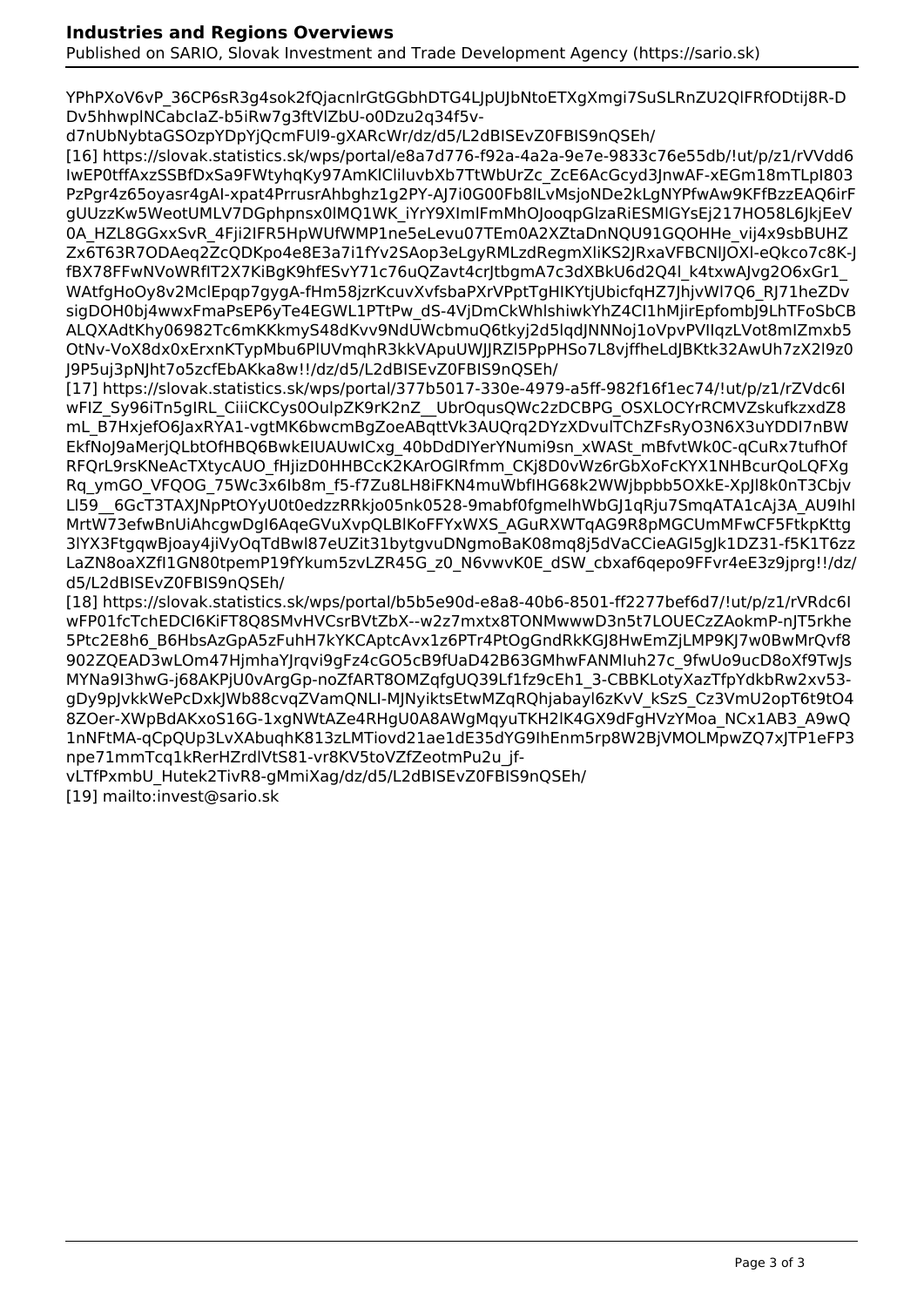YPhPXoV6vP_36CP6sR3g4sok2fQjacnlrGtGGbhDTG4LJpUJbNtoETXgXmgi7SuSLRnZU2QlFRfODtij8R-DDv5hhwplNCabclaZ-b5iRw7g3ftVlZbU-o0Dzu2q34f5v-d7nUbNybtaGSOzpYDpYjQcmFUl9-gXARcWr/dz/d5/L2dBISEvZ0FBIS9nQSEh/

[16] https://slovak.statistics.sk/wps/portal/e8a7d776-f92a-4a2a-9e7e-9833c76e55db/!ut/p/z1/rVVdd6IwEP0tffAxzSSBfDxSa9FWtyhqKy97AmKlCliluvbXb7TtWbUrZc_ZcE6AcGcyd3JnwAF-xEGm18mTLpI803PzPgr4z65oyasr4gAI-xpat4PrrusrAhbghz1g2PY-AJ7i0G00Fb8lLvMsjoNDe2kLgNYPfwAw9KFfBzzEAQ6irFgUUzzKw5WeotUMLV7DGphpnsx0lMQ1WK_iYrY9XImlFmMhOJooqpGlzaRiESMlGYsEj217HO58L6JkjEeV0A_HZL8GGxxSvR_4Fji2IFR5HpWUfWMP1ne5eLevu07TEm0A2XZtaDnNQU91GQOHHe_vij4x9sbBUHZZx6T63R7ODAeq2ZcQDKpo4e8E3a7i1fYv2SAop3eLgyRMLzdRegmXliKS2JRxaVFBCNlJOXl-eQkco7c8K-JfBX78FFwNVoWRfIT2X7KiBgK9hfESvY71c76uQZavt4crJtbgmA7c3dXBkU6d2Q4l_k4txwAJvg2O6xGr1_WAtfgHoOy8v2MclEpqp7gygA-fHm58jzrKcuvXvfsbaPXrVPptTgHIKYtjUbicfqHZ7JhjvWl7Q6_RJ71heZDvsigDOH0bj4wwxFmaPsEP6yTe4EGWL1PTtPw_dS-4VjDmCkWhlshiwkYhZ4CI1hMjirEpfombJ9LhTFoSbCBALQXAdtKhy06982Tc6mKKkmyS48dKvv9NdUWcbmuQ6tkyj2d5lqdJNNNoj1oVpvPVlIqzLVot8mIZmxb5OtNv-VoX8dx0xErxnKTypMbu6PlUVmqhR3kkVApuUWJJRZl5PpPHSo7L8vjffheLdJBKtk32AwUh7zX2l9z0J9P5uj3pNJht7o5zcfEbAKka8w!!/dz/d5/L2dBISEvZ0FBIS9nQSEh/

[17] https://slovak.statistics.sk/wps/portal/377b5017-330e-4979-a5ff-982f16f1ec74/!ut/p/z1/rZVdc6IwFIZ_Sy96iTn5gIRL_CiiiCKCys0OulpZK9rK2nZ__UbrOqusQWc2zDCBPG_OSXLOCYrRCMVZskufkzxdZ8mL_B7HxjefO6JaxRYA1-vgtMK6bwcmBgZoeABqttVk3AUQrq2DYzXDvulTChZFsRyO3N6X3uYDDI7nBWEkfNoJ9aMerjQLbtOfHBQ6BwkEIUAUwICxg_40bDdDIYerYNumi9sn_xWASt_mBfvtWk0C-qCuRx7tufhOfRFQrL9rsKNeAcTXtycAUO_fHjizD0HHBCcK2KArOGlRfmm_CKj8D0vWz6rGbXoFcKYX1NHBcurQoLQFXgRq_ymGO_VFQOG_75Wc3x6Ib8m_f5-f7Zu8LH8iFKN4muWbfIHG68k2WWjbpbb5OXkE-XpJl8k0nT3CbjvLl59__6GcT3TAXJNpPtOYyU0t0edzzRRkjo05nk0528-9mabf0fgmelhWbGJ1qRju7SmqATA1cAj3A_AU9IhlMrtW73efwBnUiAhcgwDgI6AqeGVuXvpQLBlKoFFYxWXS_AGuRXWTqAG9R8pMGCUmMFwCF5FtkpKttg3lYX3FtgqwBjoay4jiVyOqTdBwl87eUZit31bytgvuDNgmoBaK08mq8j5dVaCCieAGI5gJk1DZ31-f5K1T6zzLaZN8oaXZfI1GN80tpemP19fYkum5zvLZR45G_z0_N6vwvK0E_dSW_cbxaf6qepo9FFvr4eE3z9jprg!!/dz/d5/L2dBISEvZ0FBIS9nQSEh/

[18] https://slovak.statistics.sk/wps/portal/b5b5e90d-e8a8-40b6-8501-ff2277bef6d7/!ut/p/z1/rVRdc6IwFP01fcTchEDCI6KiFT8Q8SMvHVCsrBVtZbX--w2z7mxtx8TONMwwwD3n5t7LOUECzZAokmP-nJT5rkhe5Ptc2E8h6_B6HbsAzGpA5zFuhH7kYKCAptcAvx1z6PTr4PtOgGndRkKGJ8HwEmZjLMP9KJ7w0BwMrQvf8902ZQEAD3wLOm47HjmhaYJrqvi9gFz4cGO5cB9fUaD42B63GMhwFANMIuh27c_9fwUo9ucD8oXf9TwJsMYNa9I3hwG-j68AKPjU0vArgGp-noZfART8OMZqfgUQ39Lf1fz9cEh1_3-CBBKLotyXazTfpYdkbRw2xv53-gDy9pJvkkWePcDxkJWb88cvqZVamQNLI-MJNyiktsEtwMZqRQhjabayl6zKvV_kSzS_Cz3VmU2opT6t9tO48ZOer-XWpBdAKxoS16G-1xgNWtAZe4RHgU0A8AWgMqyuTKH2lK4GX9dFgHVzYMoa_NCx1AB3_A9wQ1nNFtMA-qCpQUp3LvXAbuqhK813zLMTiovd21ae1dE35dYG9IhEnm5rp8W2BjVMOLMpwZQ7xJTP1eFP3npe71mmTcq1kRerHZrdlVtS81-vr8KV5toVZfZeotmPu2u_jf-vLTfPxmbU_Hutek2TivR8-gMmiXag/dz/d5/L2dBISEvZ0FBIS9nQSEh/

[19] mailto:invest@sario.sk